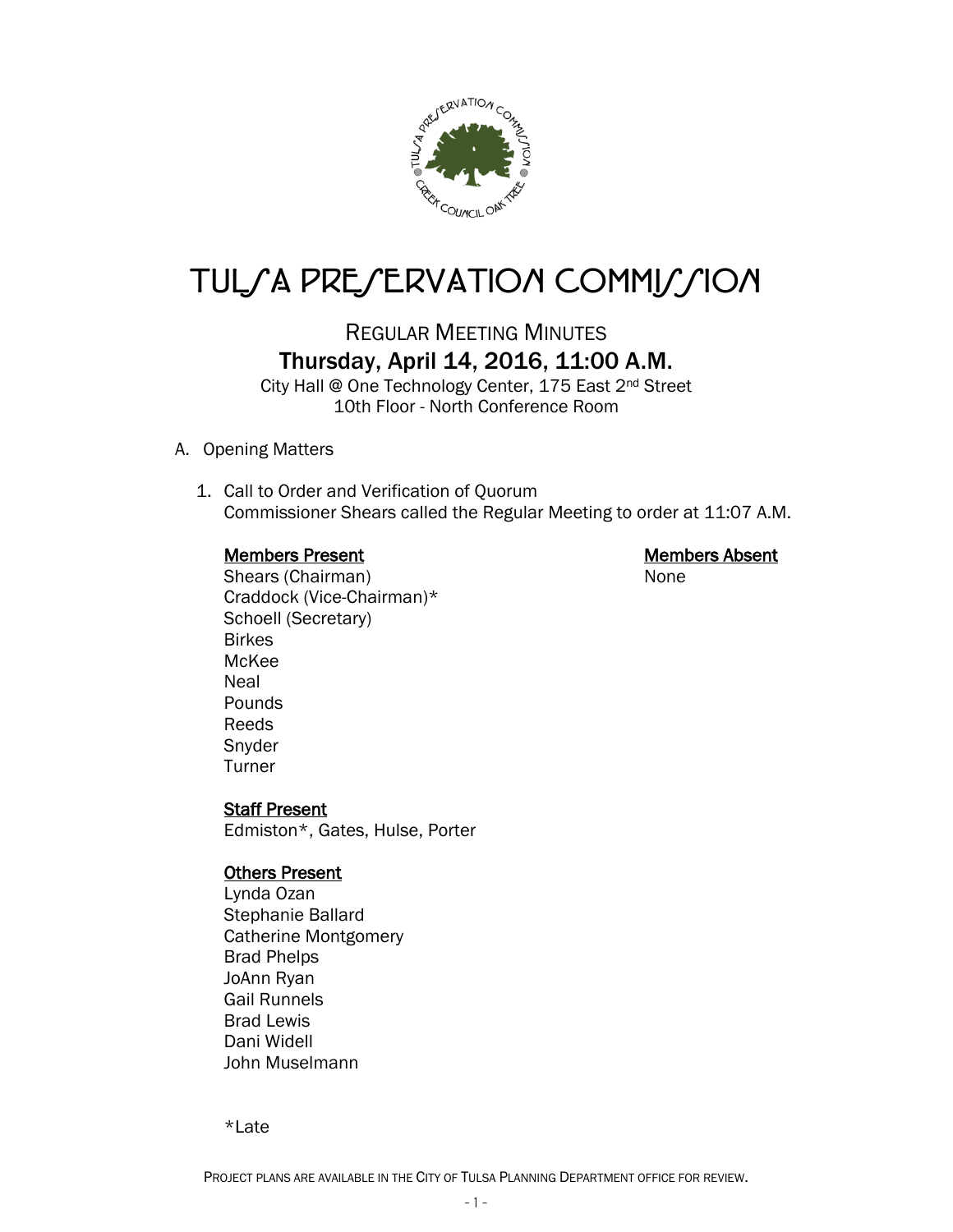# TULSA PRESERVATION COMMISSION

## REGULAR MEETING MINUTES

### Thursday, April 14, 2016, 11:00 A.M.

City Hall @ One Technology Center, 175 East 2nd Street
10th Floor - North Conference Room

A. Opening Matters

1. Call to Order and Verification of Quorum
   Commissioner Shears called the Regular Meeting to order at 11:07 A.M.

   **Members Present**
   Shears (Chairman)
   Craddock (Vice-Chairman)*
   Schoell (Secretary)
   Birkes
   McKee
   Neal
   Pounds
   Reeds
   Snyder
   Turner

   **Members Absent**
   None

   **Staff Present**
   Edmiston*, Gates, Hulse, Porter

   **Others Present**
   Lynda Ozan
   Stephanie Ballard
   Catherine Montgomery
   Brad Phelps
   JoAnn Ryan
   Gail Runnels
   Brad Lewis
   Dani Widell
   John Muselmann

   *Late

PROJECT PLANS ARE AVAILABLE IN THE CITY OF TULSA PLANNING DEPARTMENT OFFICE FOR REVIEW.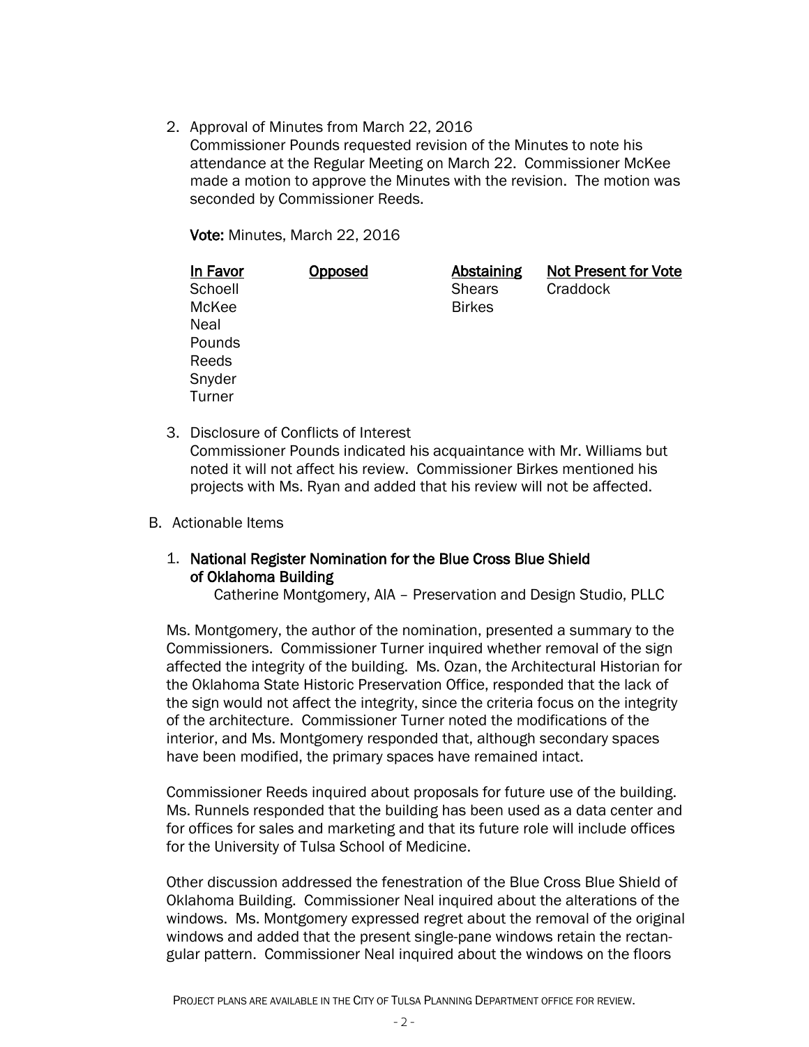2. Approval of Minutes from March 22, 2016
   Commissioner Pounds requested revision of the Minutes to note his attendance at the Regular Meeting on March 22. Commissioner McKee made a motion to approve the Minutes with the revision. The motion was seconded by Commissioner Reeds.

   **Vote:** Minutes, March 22, 2016

   | In Favor | Opposed | Abstaining | Not Present for Vote |
   |---|---|---|---|
   | Schoell | | Shears | Craddock |
   | McKee | | Birkes | |
   | Neal | | | |
   | Pounds | | | |
   | Reeds | | | |
   | Snyder | | | |
   | Turner | | | |

3. Disclosure of Conflicts of Interest
   Commissioner Pounds indicated his acquaintance with Mr. Williams but noted it will not affect his review. Commissioner Birkes mentioned his projects with Ms. Ryan and added that his review will not be affected.

B. Actionable Items

1. **National Register Nomination for the Blue Cross Blue Shield of Oklahoma Building**
   Catherine Montgomery, AIA – Preservation and Design Studio, PLLC

Ms. Montgomery, the author of the nomination, presented a summary to the Commissioners. Commissioner Turner inquired whether removal of the sign affected the integrity of the building. Ms. Ozan, the Architectural Historian for the Oklahoma State Historic Preservation Office, responded that the lack of the sign would not affect the integrity, since the criteria focus on the integrity of the architecture. Commissioner Turner noted the modifications of the interior, and Ms. Montgomery responded that, although secondary spaces have been modified, the primary spaces have remained intact.

Commissioner Reeds inquired about proposals for future use of the building. Ms. Runnels responded that the building has been used as a data center and for offices for sales and marketing and that its future role will include offices for the University of Tulsa School of Medicine.

Other discussion addressed the fenestration of the Blue Cross Blue Shield of Oklahoma Building. Commissioner Neal inquired about the alterations of the windows. Ms. Montgomery expressed regret about the removal of the original windows and added that the present single-pane windows retain the rectangular pattern. Commissioner Neal inquired about the windows on the floors

PROJECT PLANS ARE AVAILABLE IN THE CITY OF TULSA PLANNING DEPARTMENT OFFICE FOR REVIEW.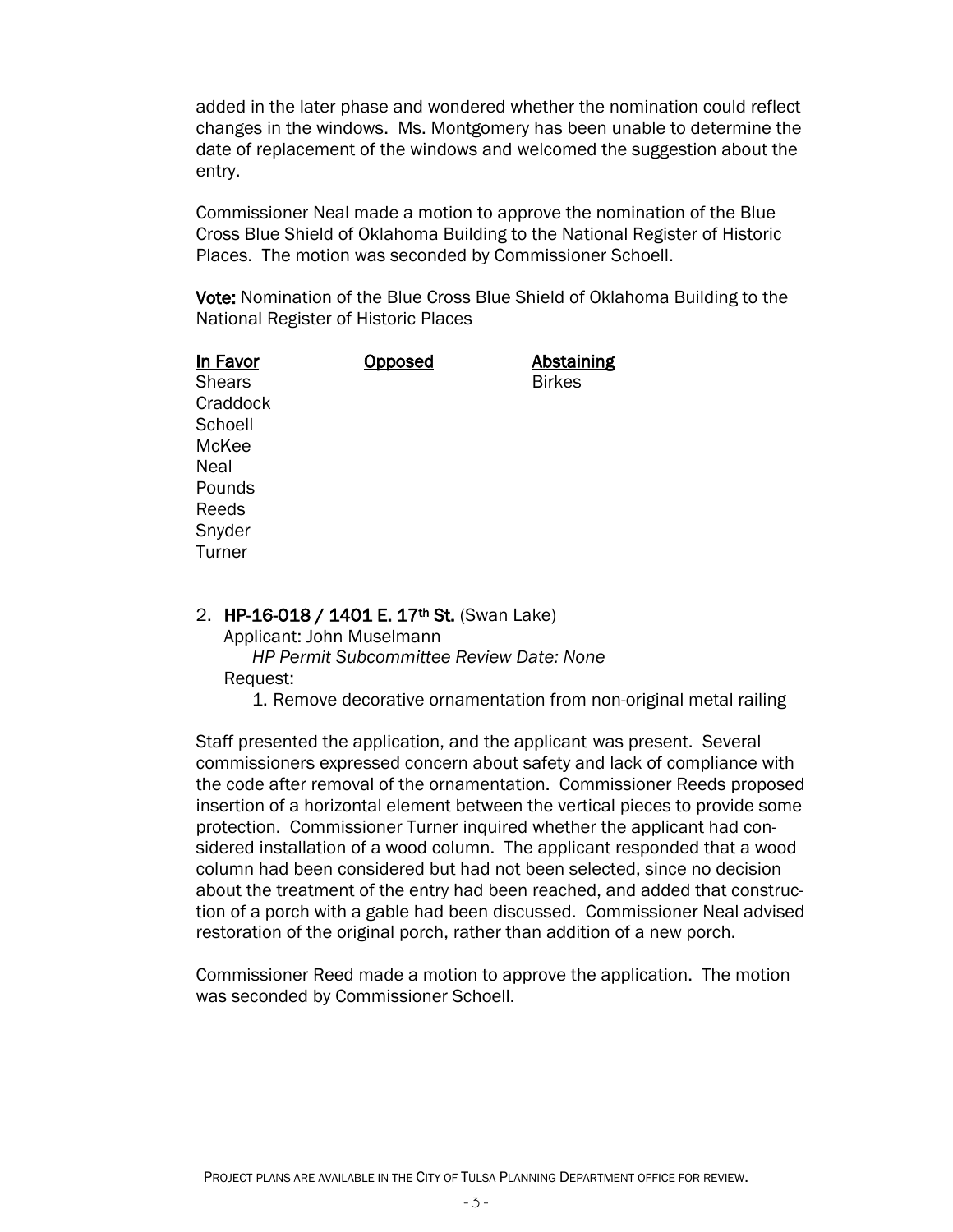added in the later phase and wondered whether the nomination could reflect changes in the windows. Ms. Montgomery has been unable to determine the date of replacement of the windows and welcomed the suggestion about the entry.

Commissioner Neal made a motion to approve the nomination of the Blue Cross Blue Shield of Oklahoma Building to the National Register of Historic Places. The motion was seconded by Commissioner Schoell.

**Vote:** Nomination of the Blue Cross Blue Shield of Oklahoma Building to the National Register of Historic Places

| In Favor | Opposed | Abstaining |
|---|---|---|
| Shears | | Birkes |
| Craddock | | |
| Schoell | | |
| McKee | | |
| Neal | | |
| Pounds | | |
| Reeds | | |
| Snyder | | |
| Turner | | |

2. **HP-16-018 / 1401 E. 17th St.** (Swan Lake)
   Applicant: John Muselmann
   *HP Permit Subcommittee Review Date: None*
   Request:
   1. Remove decorative ornamentation from non-original metal railing

Staff presented the application, and the applicant was present. Several commissioners expressed concern about safety and lack of compliance with the code after removal of the ornamentation. Commissioner Reeds proposed insertion of a horizontal element between the vertical pieces to provide some protection. Commissioner Turner inquired whether the applicant had considered installation of a wood column. The applicant responded that a wood column had been considered but had not been selected, since no decision about the treatment of the entry had been reached, and added that construction of a porch with a gable had been discussed. Commissioner Neal advised restoration of the original porch, rather than addition of a new porch.

Commissioner Reed made a motion to approve the application. The motion was seconded by Commissioner Schoell.

PROJECT PLANS ARE AVAILABLE IN THE CITY OF TULSA PLANNING DEPARTMENT OFFICE FOR REVIEW.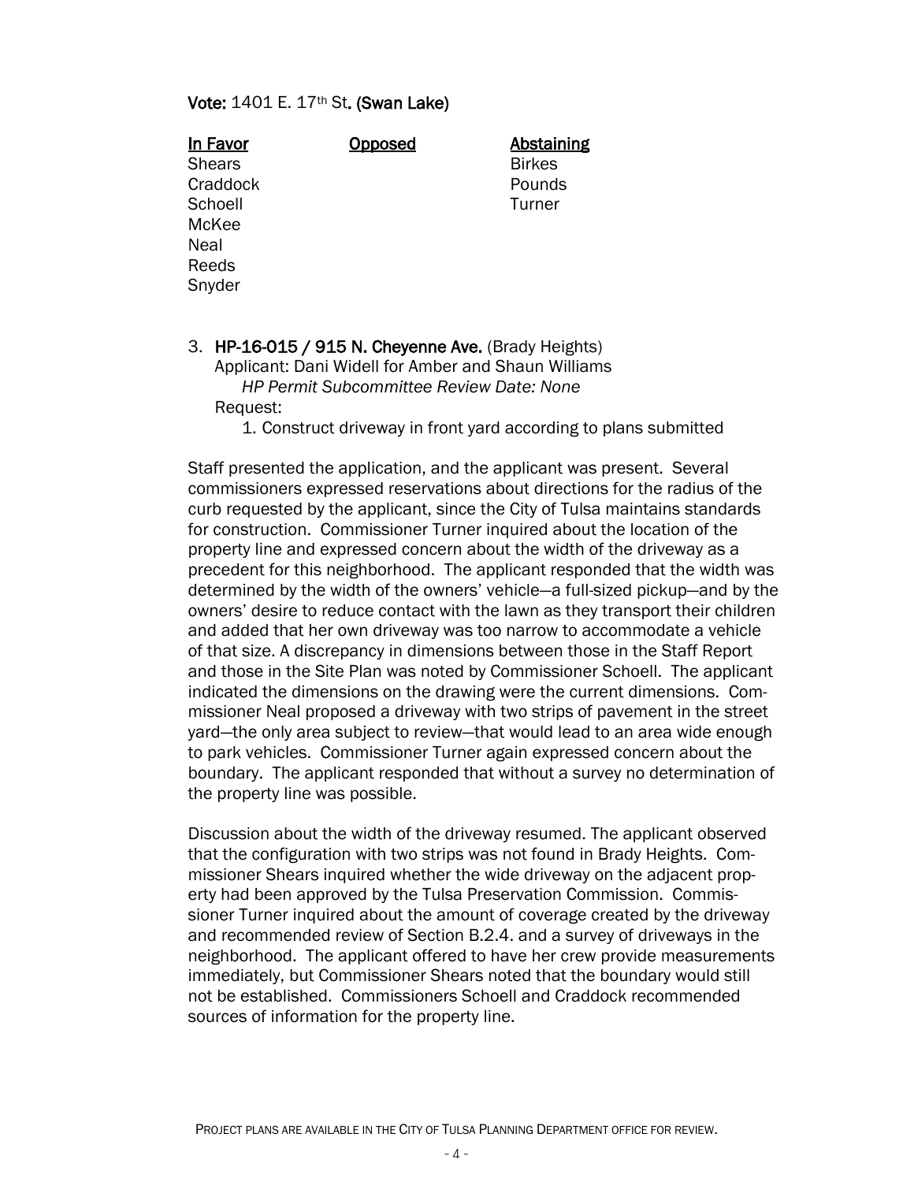**Vote:** 1401 E. 17th St**. (Swan Lake)**

| In Favor | Opposed | Abstaining |
|---|---|---|
| Shears | | Birkes |
| Craddock | | Pounds |
| Schoell | | Turner |
| McKee | | |
| Neal | | |
| Reeds | | |
| Snyder | | |

3. **HP-16-015 / 915 N. Cheyenne Ave.** (Brady Heights)
   Applicant: Dani Widell for Amber and Shaun Williams
   *HP Permit Subcommittee Review Date: None*
   Request:
   1. Construct driveway in front yard according to plans submitted

Staff presented the application, and the applicant was present. Several commissioners expressed reservations about directions for the radius of the curb requested by the applicant, since the City of Tulsa maintains standards for construction. Commissioner Turner inquired about the location of the property line and expressed concern about the width of the driveway as a precedent for this neighborhood. The applicant responded that the width was determined by the width of the owners' vehicle—a full-sized pickup—and by the owners' desire to reduce contact with the lawn as they transport their children and added that her own driveway was too narrow to accommodate a vehicle of that size. A discrepancy in dimensions between those in the Staff Report and those in the Site Plan was noted by Commissioner Schoell. The applicant indicated the dimensions on the drawing were the current dimensions. Commissioner Neal proposed a driveway with two strips of pavement in the street yard—the only area subject to review—that would lead to an area wide enough to park vehicles. Commissioner Turner again expressed concern about the boundary. The applicant responded that without a survey no determination of the property line was possible.

Discussion about the width of the driveway resumed. The applicant observed that the configuration with two strips was not found in Brady Heights. Commissioner Shears inquired whether the wide driveway on the adjacent property had been approved by the Tulsa Preservation Commission. Commissioner Turner inquired about the amount of coverage created by the driveway and recommended review of Section B.2.4. and a survey of driveways in the neighborhood. The applicant offered to have her crew provide measurements immediately, but Commissioner Shears noted that the boundary would still not be established. Commissioners Schoell and Craddock recommended sources of information for the property line.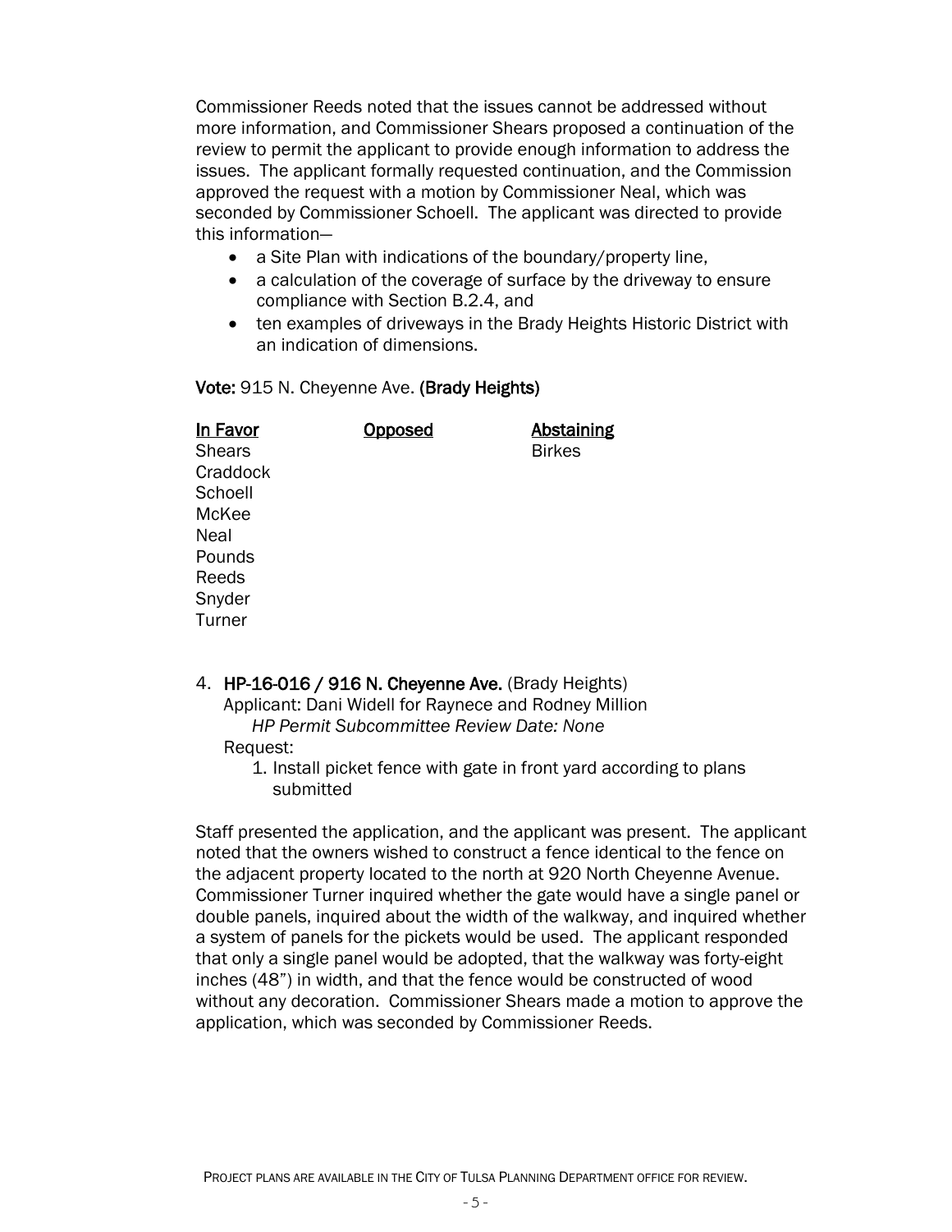Commissioner Reeds noted that the issues cannot be addressed without more information, and Commissioner Shears proposed a continuation of the review to permit the applicant to provide enough information to address the issues. The applicant formally requested continuation, and the Commission approved the request with a motion by Commissioner Neal, which was seconded by Commissioner Schoell. The applicant was directed to provide this information—

- a Site Plan with indications of the boundary/property line,
- a calculation of the coverage of surface by the driveway to ensure compliance with Section B.2.4, and
- ten examples of driveways in the Brady Heights Historic District with an indication of dimensions.

**Vote:** 915 N. Cheyenne Ave. **(Brady Heights)**

| In Favor | Opposed | Abstaining |
|---|---|---|
| Shears | | Birkes |
| Craddock | | |
| Schoell | | |
| McKee | | |
| Neal | | |
| Pounds | | |
| Reeds | | |
| Snyder | | |
| Turner | | |

4. **HP-16-016 / 916 N. Cheyenne Ave.** (Brady Heights)
   Applicant: Dani Widell for Raynece and Rodney Million
   *HP Permit Subcommittee Review Date: None*
   Request:
   1. Install picket fence with gate in front yard according to plans submitted

Staff presented the application, and the applicant was present. The applicant noted that the owners wished to construct a fence identical to the fence on the adjacent property located to the north at 920 North Cheyenne Avenue. Commissioner Turner inquired whether the gate would have a single panel or double panels, inquired about the width of the walkway, and inquired whether a system of panels for the pickets would be used. The applicant responded that only a single panel would be adopted, that the walkway was forty-eight inches (48") in width, and that the fence would be constructed of wood without any decoration. Commissioner Shears made a motion to approve the application, which was seconded by Commissioner Reeds.

PROJECT PLANS ARE AVAILABLE IN THE CITY OF TULSA PLANNING DEPARTMENT OFFICE FOR REVIEW.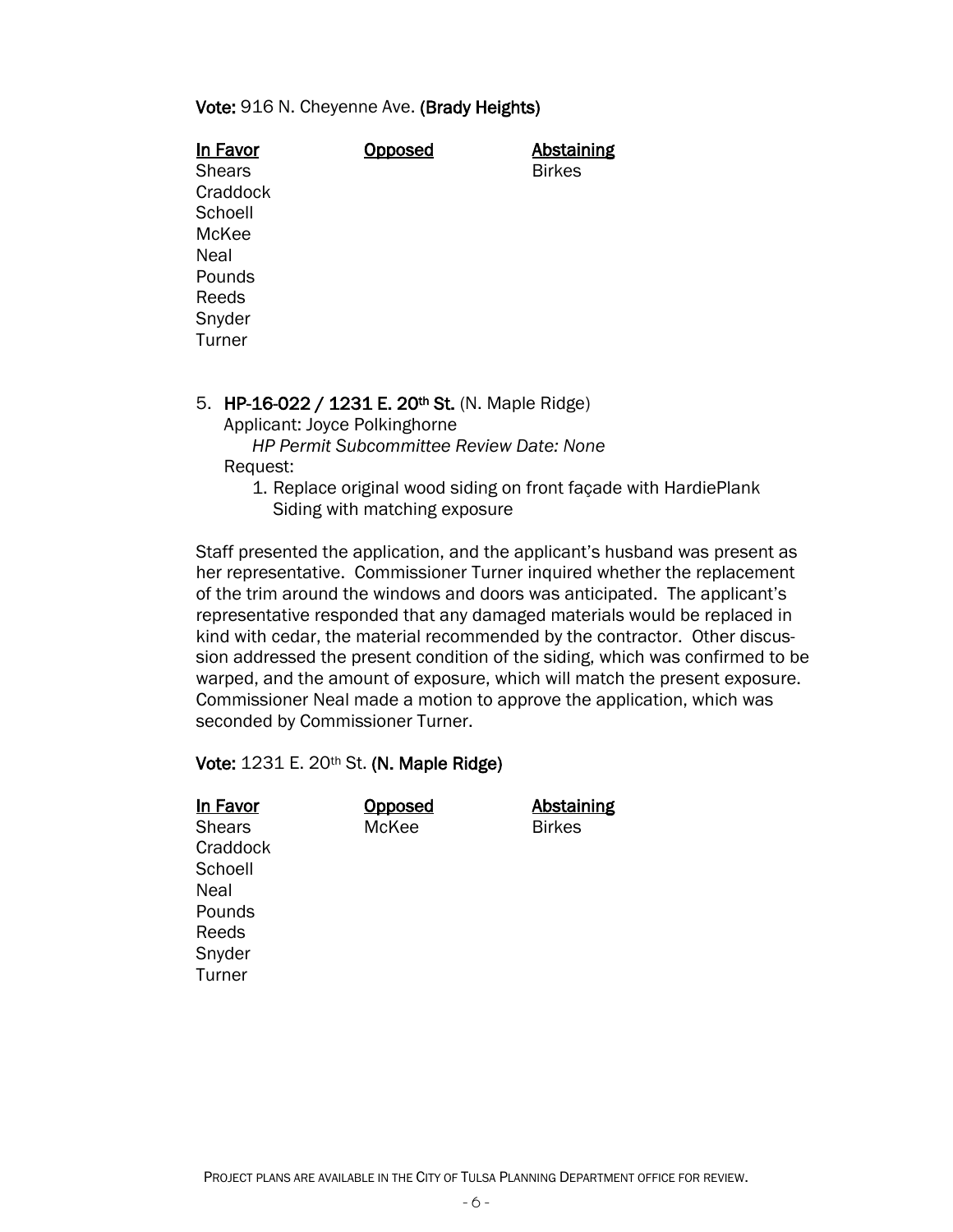**Vote:** 916 N. Cheyenne Ave. **(Brady Heights)**

| In Favor | Opposed | Abstaining |
| --- | --- | --- |
| Shears | | Birkes |
| Craddock | | |
| Schoell | | |
| McKee | | |
| Neal | | |
| Pounds | | |
| Reeds | | |
| Snyder | | |
| Turner | | |

5. **HP-16-022 / 1231 E. 20th St.** (N. Maple Ridge)
   Applicant: Joyce Polkinghorne
   *HP Permit Subcommittee Review Date: None*
   Request:
   1. Replace original wood siding on front façade with HardiePlank Siding with matching exposure

Staff presented the application, and the applicant's husband was present as her representative. Commissioner Turner inquired whether the replacement of the trim around the windows and doors was anticipated. The applicant's representative responded that any damaged materials would be replaced in kind with cedar, the material recommended by the contractor. Other discussion addressed the present condition of the siding, which was confirmed to be warped, and the amount of exposure, which will match the present exposure. Commissioner Neal made a motion to approve the application, which was seconded by Commissioner Turner.

**Vote:** 1231 E. 20th St. **(N. Maple Ridge)**

| In Favor | Opposed | Abstaining |
| --- | --- | --- |
| Shears | McKee | Birkes |
| Craddock | | |
| Schoell | | |
| Neal | | |
| Pounds | | |
| Reeds | | |
| Snyder | | |
| Turner | | |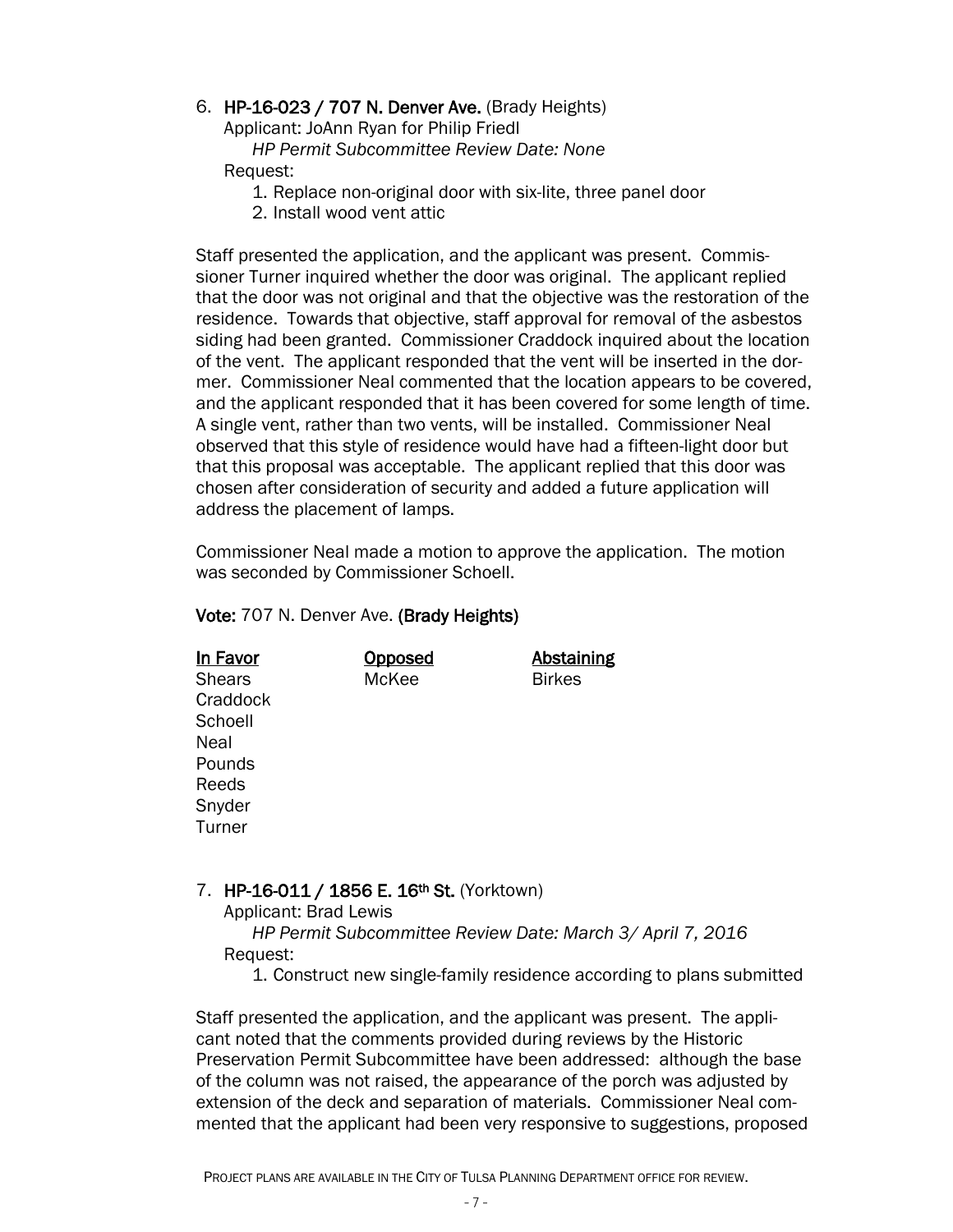6. **HP-16-023 / 707 N. Denver Ave.** (Brady Heights)
   Applicant: JoAnn Ryan for Philip Friedl
   *HP Permit Subcommittee Review Date: None*
   Request:
   1. Replace non-original door with six-lite, three panel door
   2. Install wood vent attic

Staff presented the application, and the applicant was present. Commissioner Turner inquired whether the door was original. The applicant replied that the door was not original and that the objective was the restoration of the residence. Towards that objective, staff approval for removal of the asbestos siding had been granted. Commissioner Craddock inquired about the location of the vent. The applicant responded that the vent will be inserted in the dormer. Commissioner Neal commented that the location appears to be covered, and the applicant responded that it has been covered for some length of time. A single vent, rather than two vents, will be installed. Commissioner Neal observed that this style of residence would have had a fifteen-light door but that this proposal was acceptable. The applicant replied that this door was chosen after consideration of security and added a future application will address the placement of lamps.

Commissioner Neal made a motion to approve the application. The motion was seconded by Commissioner Schoell.

**Vote:** 707 N. Denver Ave. **(Brady Heights)**

| In Favor | Opposed | Abstaining |
|---|---|---|
| Shears | McKee | Birkes |
| Craddock | | |
| Schoell | | |
| Neal | | |
| Pounds | | |
| Reeds | | |
| Snyder | | |
| Turner | | |

7. **HP-16-011 / 1856 E. 16th St.** (Yorktown)
   Applicant: Brad Lewis
   *HP Permit Subcommittee Review Date: March 3/ April 7, 2016*
   Request:
   1. Construct new single-family residence according to plans submitted

Staff presented the application, and the applicant was present. The applicant noted that the comments provided during reviews by the Historic Preservation Permit Subcommittee have been addressed: although the base of the column was not raised, the appearance of the porch was adjusted by extension of the deck and separation of materials. Commissioner Neal commented that the applicant had been very responsive to suggestions, proposed

PROJECT PLANS ARE AVAILABLE IN THE CITY OF TULSA PLANNING DEPARTMENT OFFICE FOR REVIEW.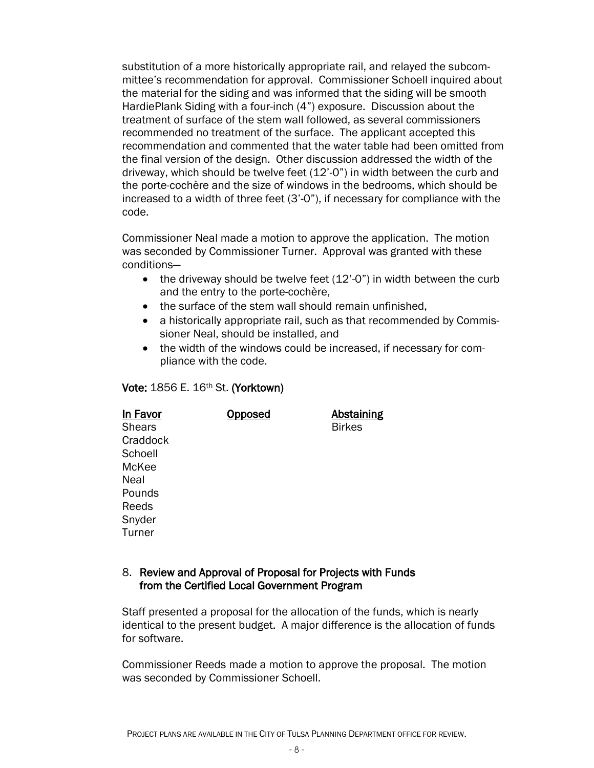substitution of a more historically appropriate rail, and relayed the subcommittee's recommendation for approval. Commissioner Schoell inquired about the material for the siding and was informed that the siding will be smooth HardiePlank Siding with a four-inch (4") exposure. Discussion about the treatment of surface of the stem wall followed, as several commissioners recommended no treatment of the surface. The applicant accepted this recommendation and commented that the water table had been omitted from the final version of the design. Other discussion addressed the width of the driveway, which should be twelve feet (12'-0") in width between the curb and the porte-cochère and the size of windows in the bedrooms, which should be increased to a width of three feet (3'-0"), if necessary for compliance with the code.

Commissioner Neal made a motion to approve the application. The motion was seconded by Commissioner Turner. Approval was granted with these conditions—

- the driveway should be twelve feet (12'-0") in width between the curb and the entry to the porte-cochère,
- the surface of the stem wall should remain unfinished,
- a historically appropriate rail, such as that recommended by Commissioner Neal, should be installed, and
- the width of the windows could be increased, if necessary for compliance with the code.

**Vote:** 1856 E. 16th St. **(Yorktown)**

| In Favor | Opposed | Abstaining |
|---|---|---|
| Shears | | Birkes |
| Craddock | | |
| Schoell | | |
| McKee | | |
| Neal | | |
| Pounds | | |
| Reeds | | |
| Snyder | | |
| Turner | | |

8. **Review and Approval of Proposal for Projects with Funds from the Certified Local Government Program**

Staff presented a proposal for the allocation of the funds, which is nearly identical to the present budget. A major difference is the allocation of funds for software.

Commissioner Reeds made a motion to approve the proposal. The motion was seconded by Commissioner Schoell.

PROJECT PLANS ARE AVAILABLE IN THE CITY OF TULSA PLANNING DEPARTMENT OFFICE FOR REVIEW.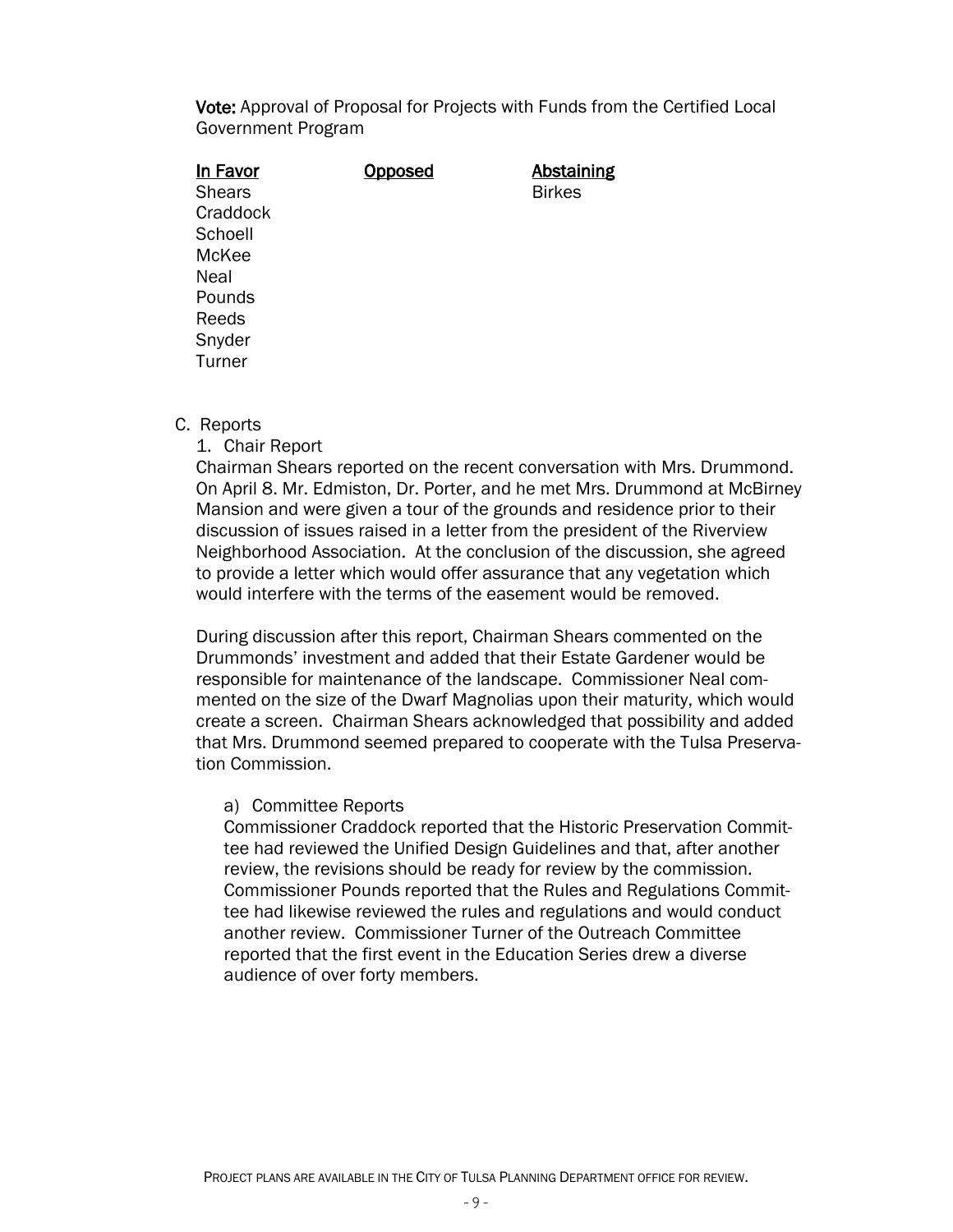**Vote:** Approval of Proposal for Projects with Funds from the Certified Local Government Program

| In Favor | Opposed | Abstaining |
|---|---|---|
| Shears | | Birkes |
| Craddock | | |
| Schoell | | |
| McKee | | |
| Neal | | |
| Pounds | | |
| Reeds | | |
| Snyder | | |
| Turner | | |

C. Reports

1. Chair Report

Chairman Shears reported on the recent conversation with Mrs. Drummond. On April 8. Mr. Edmiston, Dr. Porter, and he met Mrs. Drummond at McBirney Mansion and were given a tour of the grounds and residence prior to their discussion of issues raised in a letter from the president of the Riverview Neighborhood Association. At the conclusion of the discussion, she agreed to provide a letter which would offer assurance that any vegetation which would interfere with the terms of the easement would be removed.

During discussion after this report, Chairman Shears commented on the Drummonds' investment and added that their Estate Gardener would be responsible for maintenance of the landscape. Commissioner Neal commented on the size of the Dwarf Magnolias upon their maturity, which would create a screen. Chairman Shears acknowledged that possibility and added that Mrs. Drummond seemed prepared to cooperate with the Tulsa Preservation Commission.

a) Committee Reports

Commissioner Craddock reported that the Historic Preservation Committee had reviewed the Unified Design Guidelines and that, after another review, the revisions should be ready for review by the commission. Commissioner Pounds reported that the Rules and Regulations Committee had likewise reviewed the rules and regulations and would conduct another review. Commissioner Turner of the Outreach Committee reported that the first event in the Education Series drew a diverse audience of over forty members.

PROJECT PLANS ARE AVAILABLE IN THE CITY OF TULSA PLANNING DEPARTMENT OFFICE FOR REVIEW.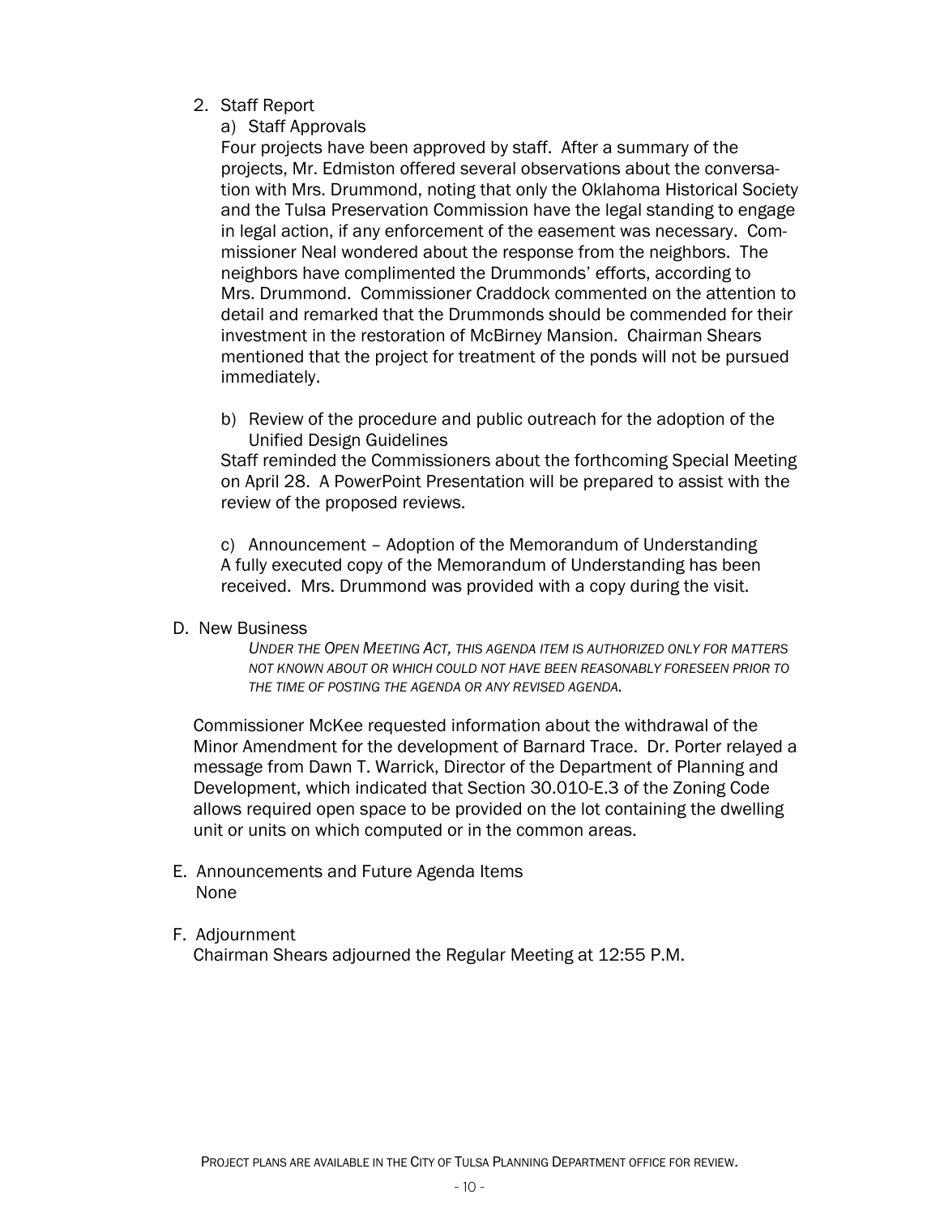2. Staff Report

   a) Staff Approvals

   Four projects have been approved by staff. After a summary of the projects, Mr. Edmiston offered several observations about the conversation with Mrs. Drummond, noting that only the Oklahoma Historical Society and the Tulsa Preservation Commission have the legal standing to engage in legal action, if any enforcement of the easement was necessary. Commissioner Neal wondered about the response from the neighbors. The neighbors have complimented the Drummonds' efforts, according to Mrs. Drummond. Commissioner Craddock commented on the attention to detail and remarked that the Drummonds should be commended for their investment in the restoration of McBirney Mansion. Chairman Shears mentioned that the project for treatment of the ponds will not be pursued immediately.

   b) Review of the procedure and public outreach for the adoption of the Unified Design Guidelines

   Staff reminded the Commissioners about the forthcoming Special Meeting on April 28. A PowerPoint Presentation will be prepared to assist with the review of the proposed reviews.

   c) Announcement – Adoption of the Memorandum of Understanding

   A fully executed copy of the Memorandum of Understanding has been received. Mrs. Drummond was provided with a copy during the visit.

D. New Business

*UNDER THE OPEN MEETING ACT, THIS AGENDA ITEM IS AUTHORIZED ONLY FOR MATTERS NOT KNOWN ABOUT OR WHICH COULD NOT HAVE BEEN REASONABLY FORESEEN PRIOR TO THE TIME OF POSTING THE AGENDA OR ANY REVISED AGENDA.*

Commissioner McKee requested information about the withdrawal of the Minor Amendment for the development of Barnard Trace. Dr. Porter relayed a message from Dawn T. Warrick, Director of the Department of Planning and Development, which indicated that Section 30.010-E.3 of the Zoning Code allows required open space to be provided on the lot containing the dwelling unit or units on which computed or in the common areas.

E. Announcements and Future Agenda Items

None

F. Adjournment

Chairman Shears adjourned the Regular Meeting at 12:55 P.M.

PROJECT PLANS ARE AVAILABLE IN THE CITY OF TULSA PLANNING DEPARTMENT OFFICE FOR REVIEW.